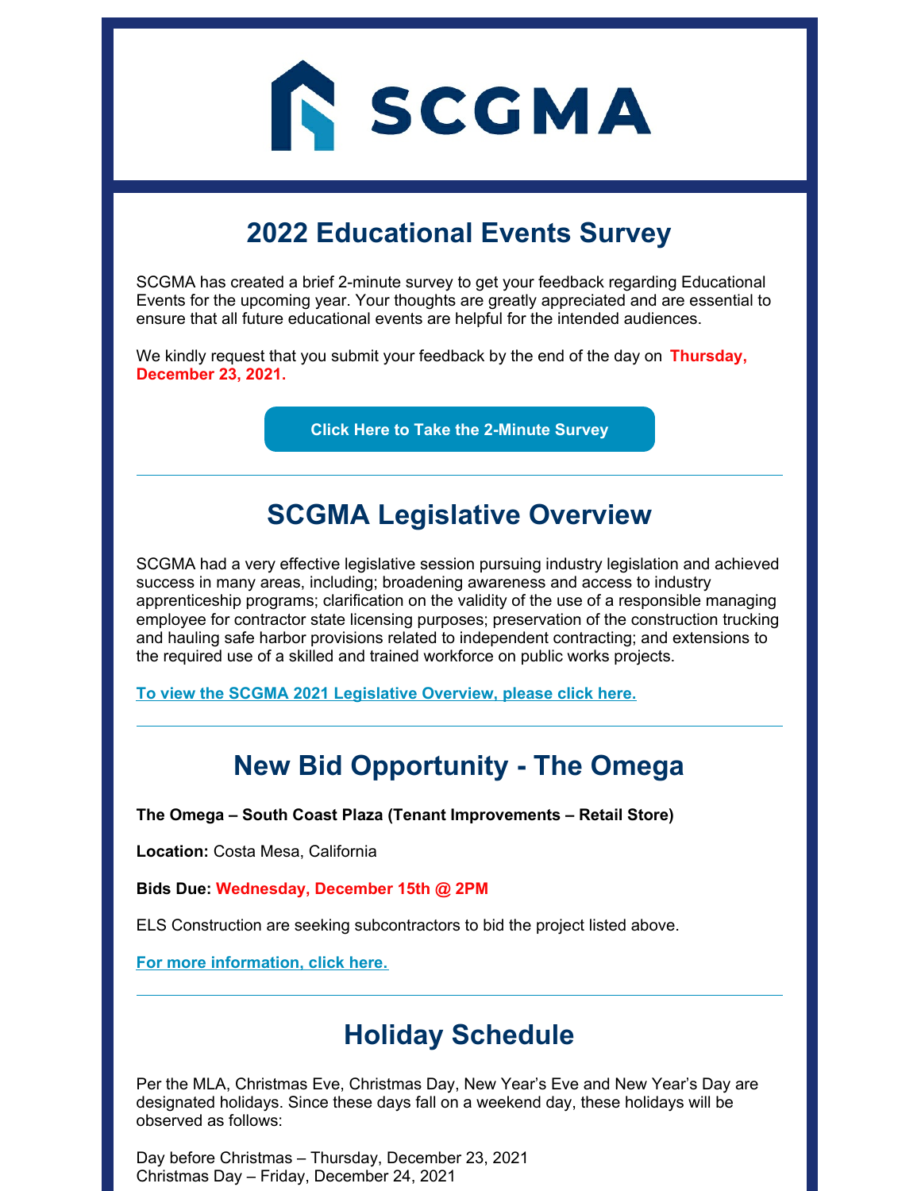# SCGMA

## 2022 Educational Events Survey

SCGMA has created a brief 2-minute survey to get your feedback regarding Educational Events for the upcoming year. Your thoughts are greatly appreciated and are essential to ensure that all future educational events are helpful for the intended audiences.

We kindly request that you submit your feedback by the end of the day on **Thursday, December 23, 2021.**

**Click Here to Take the 2-Minute Survey**

---

## SCGMA Legislative Overview

SCGMA had a very effective legislative session pursuing industry legislation and achieved success in many areas, including; broadening awareness and access to industry apprenticeship programs; clarification on the validity of the use of a responsible managing employee for contractor state licensing purposes; preservation of the construction trucking and hauling safe harbor provisions related to independent contracting; and extensions to the required use of a skilled and trained workforce on public works projects.

**To view the SCGMA 2021 Legislative Overview, please click here.**

---

## New Bid Opportunity - The Omega

**The Omega – South Coast Plaza (Tenant Improvements – Retail Store)**

**Location:** Costa Mesa, California

**Bids Due:** **Wednesday, December 15th @ 2PM**

ELS Construction are seeking subcontractors to bid the project listed above.

**For more information, click here.**

---

## Holiday Schedule

Per the MLA, Christmas Eve, Christmas Day, New Year's Eve and New Year's Day are designated holidays. Since these days fall on a weekend day, these holidays will be observed as follows:

Day before Christmas – Thursday, December 23, 2021
Christmas Day – Friday, December 24, 2021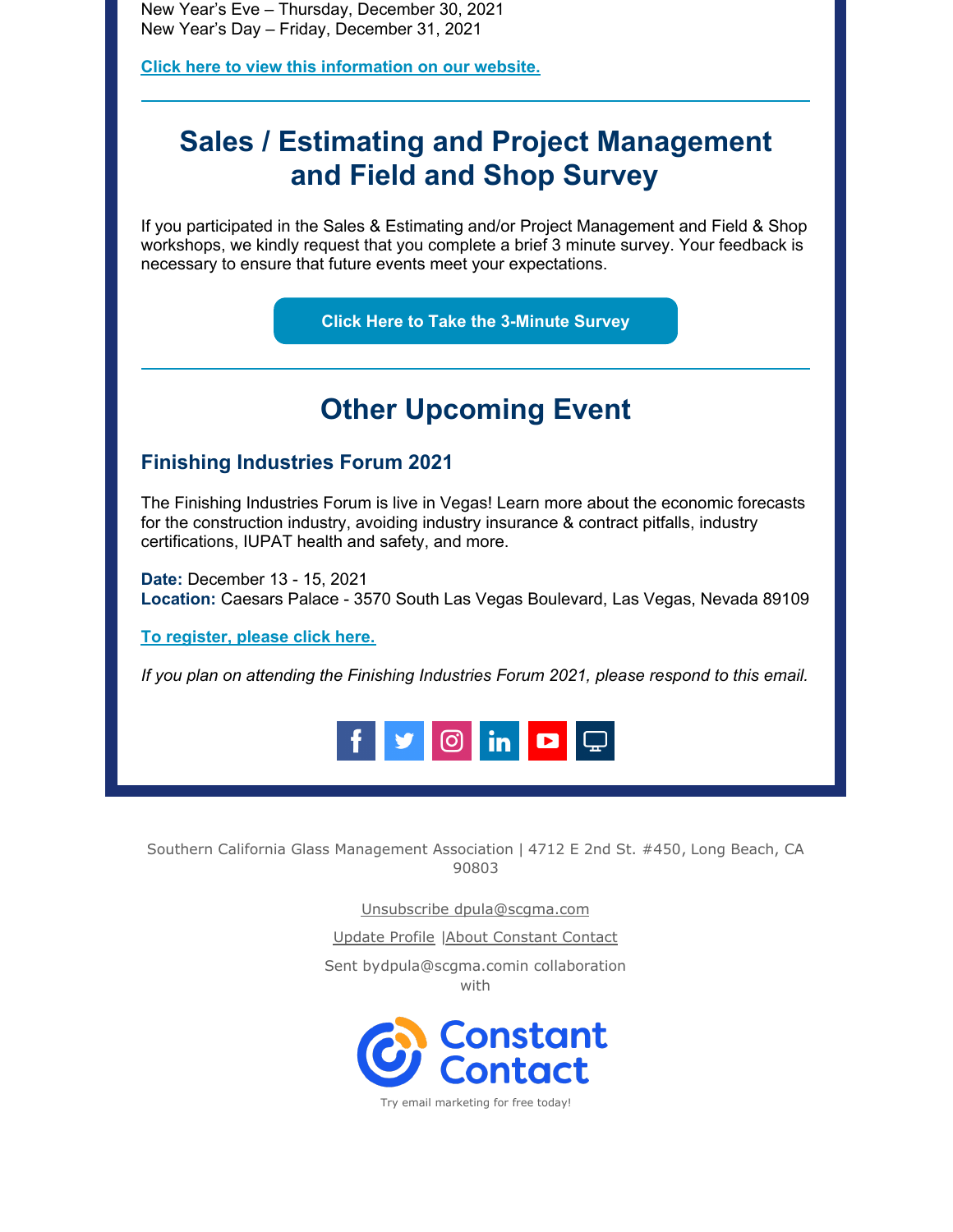New Year's Eve – Thursday, December 30, 2021
New Year's Day – Friday, December 31, 2021

**Click here to view this information on our website.**

---

# Sales / Estimating and Project Management and Field and Shop Survey

If you participated in the Sales & Estimating and/or Project Management and Field & Shop workshops, we kindly request that you complete a brief 3 minute survey. Your feedback is necessary to ensure that future events meet your expectations.

**Click Here to Take the 3-Minute Survey**

---

# Other Upcoming Event

### Finishing Industries Forum 2021

The Finishing Industries Forum is live in Vegas! Learn more about the economic forecasts for the construction industry, avoiding industry insurance & contract pitfalls, industry certifications, IUPAT health and safety, and more.

**Date:** December 13 - 15, 2021
**Location:** Caesars Palace - 3570 South Las Vegas Boulevard, Las Vegas, Nevada 89109

**To register, please click here.**

*If you plan on attending the Finishing Industries Forum 2021, please respond to this email.*

Southern California Glass Management Association | 4712 E 2nd St. #450, Long Beach, CA 90803

Unsubscribe dpula@scgma.com

Update Profile |About Constant Contact

Sent bydpula@scgma.comin collaboration with

Constant Contact

Try email marketing for free today!